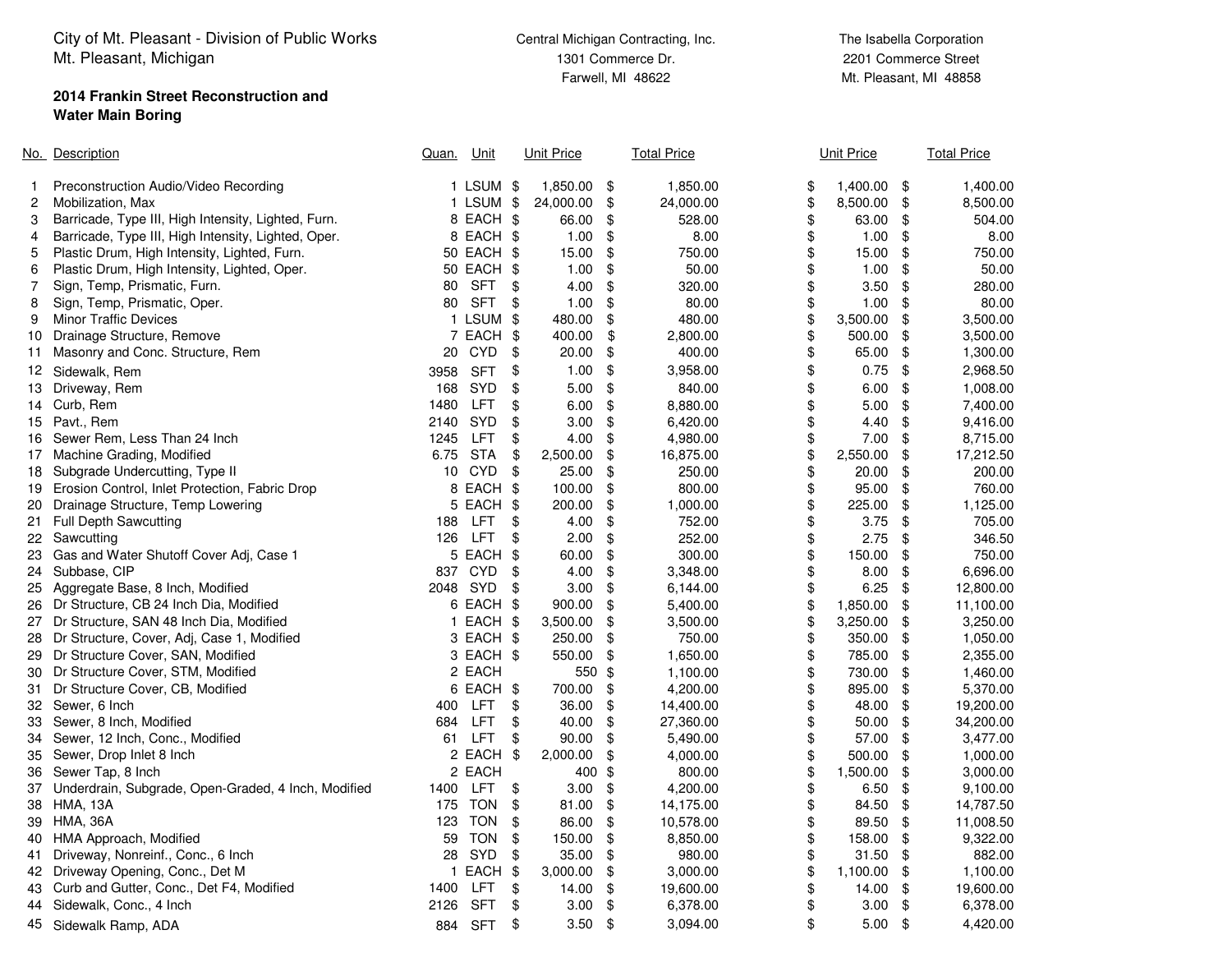City of Mt. Pleasant - Division of Public Works
Mt. Pleasant, Michigan

**2014 Frankin Street Reconstruction and Water Main Boring**

| | | | | Central Michigan Contracting, Inc.<br>1301 Commerce Dr.<br>Farwell, MI 48622 | | The Isabella Corporation<br>2201 Commerce Street<br>Mt. Pleasant, MI 48858 | |
|---|---|---|---|---|---|---|---|
| No. | Description | Quan. | Unit | Unit Price | Total Price | Unit Price | Total Price |
| 1 | Preconstruction Audio/Video Recording | 1 | LSUM | $ 1,850.00 | $ 1,850.00 | $ 1,400.00 | $ 1,400.00 |
| 2 | Mobilization, Max | 1 | LSUM | $ 24,000.00 | $ 24,000.00 | $ 8,500.00 | $ 8,500.00 |
| 3 | Barricade, Type III, High Intensity, Lighted, Furn. | 8 | EACH | $ 66.00 | $ 528.00 | $ 63.00 | $ 504.00 |
| 4 | Barricade, Type III, High Intensity, Lighted, Oper. | 8 | EACH | $ 1.00 | $ 8.00 | $ 1.00 | $ 8.00 |
| 5 | Plastic Drum, High Intensity, Lighted, Furn. | 50 | EACH | $ 15.00 | $ 750.00 | $ 15.00 | $ 750.00 |
| 6 | Plastic Drum, High Intensity, Lighted, Oper. | 50 | EACH | $ 1.00 | $ 50.00 | $ 1.00 | $ 50.00 |
| 7 | Sign, Temp, Prismatic, Furn. | 80 | SFT | $ 4.00 | $ 320.00 | $ 3.50 | $ 280.00 |
| 8 | Sign, Temp, Prismatic, Oper. | 80 | SFT | $ 1.00 | $ 80.00 | $ 1.00 | $ 80.00 |
| 9 | Minor Traffic Devices | 1 | LSUM | $ 480.00 | $ 480.00 | $ 3,500.00 | $ 3,500.00 |
| 10 | Drainage Structure, Remove | 7 | EACH | $ 400.00 | $ 2,800.00 | $ 500.00 | $ 3,500.00 |
| 11 | Masonry and Conc. Structure, Rem | 20 | CYD | $ 20.00 | $ 400.00 | $ 65.00 | $ 1,300.00 |
| 12 | Sidewalk, Rem | 3958 | SFT | $ 1.00 | $ 3,958.00 | $ 0.75 | $ 2,968.50 |
| 13 | Driveway, Rem | 168 | SYD | $ 5.00 | $ 840.00 | $ 6.00 | $ 1,008.00 |
| 14 | Curb, Rem | 1480 | LFT | $ 6.00 | $ 8,880.00 | $ 5.00 | $ 7,400.00 |
| 15 | Pavt., Rem | 2140 | SYD | $ 3.00 | $ 6,420.00 | $ 4.40 | $ 9,416.00 |
| 16 | Sewer Rem, Less Than 24 Inch | 1245 | LFT | $ 4.00 | $ 4,980.00 | $ 7.00 | $ 8,715.00 |
| 17 | Machine Grading, Modified | 6.75 | STA | $ 2,500.00 | $ 16,875.00 | $ 2,550.00 | $ 17,212.50 |
| 18 | Subgrade Undercutting, Type II | 10 | CYD | $ 25.00 | $ 250.00 | $ 20.00 | $ 200.00 |
| 19 | Erosion Control, Inlet Protection, Fabric Drop | 8 | EACH | $ 100.00 | $ 800.00 | $ 95.00 | $ 760.00 |
| 20 | Drainage Structure, Temp Lowering | 5 | EACH | $ 200.00 | $ 1,000.00 | $ 225.00 | $ 1,125.00 |
| 21 | Full Depth Sawcutting | 188 | LFT | $ 4.00 | $ 752.00 | $ 3.75 | $ 705.00 |
| 22 | Sawcutting | 126 | LFT | $ 2.00 | $ 252.00 | $ 2.75 | $ 346.50 |
| 23 | Gas and Water Shutoff Cover Adj, Case 1 | 5 | EACH | $ 60.00 | $ 300.00 | $ 150.00 | $ 750.00 |
| 24 | Subbase, CIP | 837 | CYD | $ 4.00 | $ 3,348.00 | $ 8.00 | $ 6,696.00 |
| 25 | Aggregate Base, 8 Inch, Modified | 2048 | SYD | $ 3.00 | $ 6,144.00 | $ 6.25 | $ 12,800.00 |
| 26 | Dr Structure, CB 24 Inch Dia, Modified | 6 | EACH | $ 900.00 | $ 5,400.00 | $ 1,850.00 | $ 11,100.00 |
| 27 | Dr Structure, SAN 48 Inch Dia, Modified | 1 | EACH | $ 3,500.00 | $ 3,500.00 | $ 3,250.00 | $ 3,250.00 |
| 28 | Dr Structure, Cover, Adj, Case 1, Modified | 3 | EACH | $ 250.00 | $ 750.00 | $ 350.00 | $ 1,050.00 |
| 29 | Dr Structure Cover, SAN, Modified | 3 | EACH | $ 550.00 | $ 1,650.00 | $ 785.00 | $ 2,355.00 |
| 30 | Dr Structure Cover, STM, Modified | 2 | EACH | 550 | $ 1,100.00 | $ 730.00 | $ 1,460.00 |
| 31 | Dr Structure Cover, CB, Modified | 6 | EACH | $ 700.00 | $ 4,200.00 | $ 895.00 | $ 5,370.00 |
| 32 | Sewer, 6 Inch | 400 | LFT | $ 36.00 | $ 14,400.00 | $ 48.00 | $ 19,200.00 |
| 33 | Sewer, 8 Inch, Modified | 684 | LFT | $ 40.00 | $ 27,360.00 | $ 50.00 | $ 34,200.00 |
| 34 | Sewer, 12 Inch, Conc., Modified | 61 | LFT | $ 90.00 | $ 5,490.00 | $ 57.00 | $ 3,477.00 |
| 35 | Sewer, Drop Inlet 8 Inch | 2 | EACH | $ 2,000.00 | $ 4,000.00 | $ 500.00 | $ 1,000.00 |
| 36 | Sewer Tap, 8 Inch | 2 | EACH | 400 | $ 800.00 | $ 1,500.00 | $ 3,000.00 |
| 37 | Underdrain, Subgrade, Open-Graded, 4 Inch, Modified | 1400 | LFT | $ 3.00 | $ 4,200.00 | $ 6.50 | $ 9,100.00 |
| 38 | HMA, 13A | 175 | TON | $ 81.00 | $ 14,175.00 | $ 84.50 | $ 14,787.50 |
| 39 | HMA, 36A | 123 | TON | $ 86.00 | $ 10,578.00 | $ 89.50 | $ 11,008.50 |
| 40 | HMA Approach, Modified | 59 | TON | $ 150.00 | $ 8,850.00 | $ 158.00 | $ 9,322.00 |
| 41 | Driveway, Nonreinf., Conc., 6 Inch | 28 | SYD | $ 35.00 | $ 980.00 | $ 31.50 | $ 882.00 |
| 42 | Driveway Opening, Conc., Det M | 1 | EACH | $ 3,000.00 | $ 3,000.00 | $ 1,100.00 | $ 1,100.00 |
| 43 | Curb and Gutter, Conc., Det F4, Modified | 1400 | LFT | $ 14.00 | $ 19,600.00 | $ 14.00 | $ 19,600.00 |
| 44 | Sidewalk, Conc., 4 Inch | 2126 | SFT | $ 3.00 | $ 6,378.00 | $ 3.00 | $ 6,378.00 |
| 45 | Sidewalk Ramp, ADA | 884 | SFT | $ 3.50 | $ 3,094.00 | $ 5.00 | $ 4,420.00 |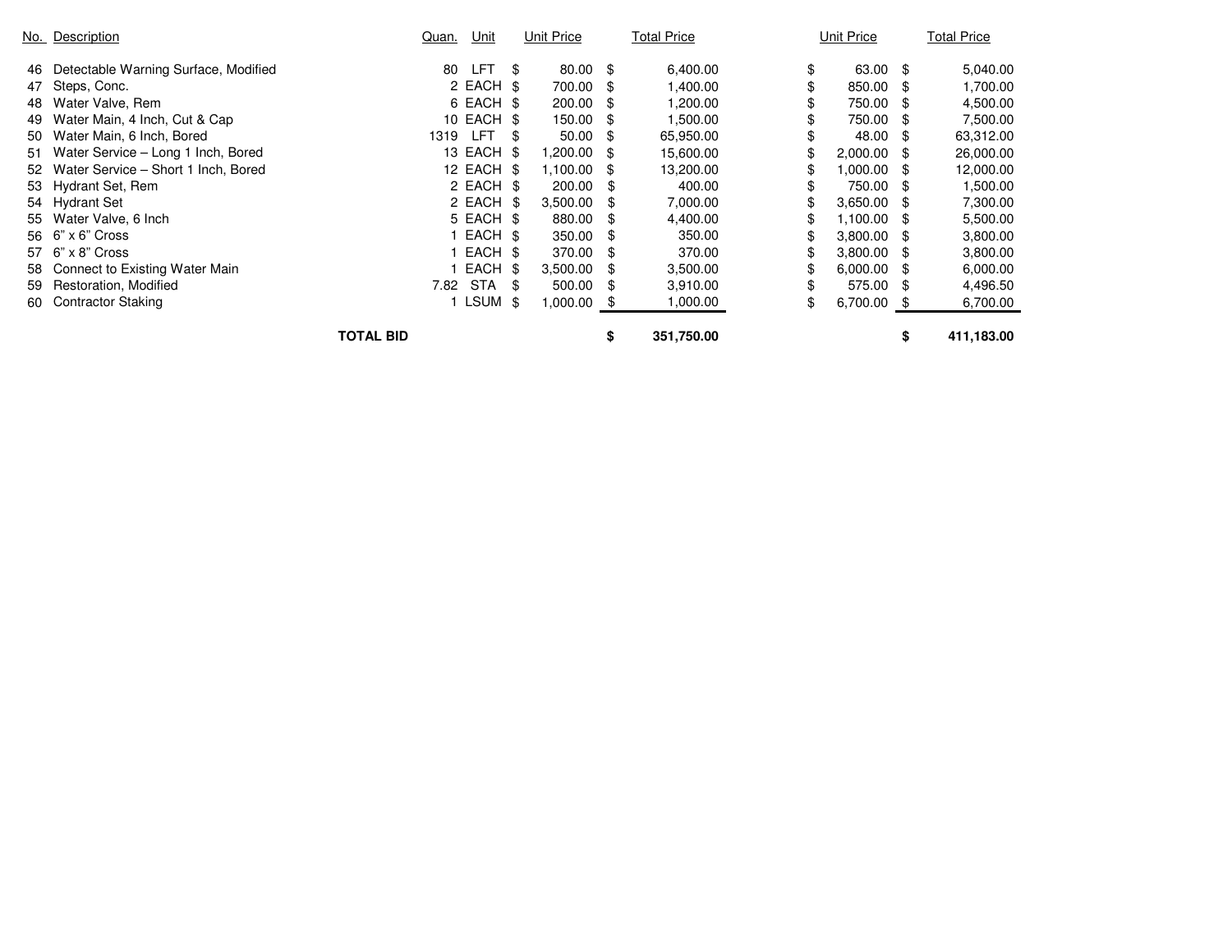| No. | Description | Quan. | Unit | Unit Price | Total Price | Unit Price | Total Price |
|---|---|---|---|---|---|---|---|
| 46 | Detectable Warning Surface, Modified | 80 | LFT | $ 80.00 | $ 6,400.00 | $ 63.00 | $ 5,040.00 |
| 47 | Steps, Conc. | 2 | EACH | $ 700.00 | $ 1,400.00 | $ 850.00 | $ 1,700.00 |
| 48 | Water Valve, Rem | 6 | EACH | $ 200.00 | $ 1,200.00 | $ 750.00 | $ 4,500.00 |
| 49 | Water Main, 4 Inch, Cut & Cap | 10 | EACH | $ 150.00 | $ 1,500.00 | $ 750.00 | $ 7,500.00 |
| 50 | Water Main, 6 Inch, Bored | 1319 | LFT | $ 50.00 | $ 65,950.00 | $ 48.00 | $ 63,312.00 |
| 51 | Water Service – Long 1 Inch, Bored | 13 | EACH | $ 1,200.00 | $ 15,600.00 | $ 2,000.00 | $ 26,000.00 |
| 52 | Water Service – Short 1 Inch, Bored | 12 | EACH | $ 1,100.00 | $ 13,200.00 | $ 1,000.00 | $ 12,000.00 |
| 53 | Hydrant Set, Rem | 2 | EACH | $ 200.00 | $ 400.00 | $ 750.00 | $ 1,500.00 |
| 54 | Hydrant Set | 2 | EACH | $ 3,500.00 | $ 7,000.00 | $ 3,650.00 | $ 7,300.00 |
| 55 | Water Valve, 6 Inch | 5 | EACH | $ 880.00 | $ 4,400.00 | $ 1,100.00 | $ 5,500.00 |
| 56 | 6" x 6" Cross | 1 | EACH | $ 350.00 | $ 350.00 | $ 3,800.00 | $ 3,800.00 |
| 57 | 6" x 8" Cross | 1 | EACH | $ 370.00 | $ 370.00 | $ 3,800.00 | $ 3,800.00 |
| 58 | Connect to Existing Water Main | 1 | EACH | $ 3,500.00 | $ 3,500.00 | $ 6,000.00 | $ 6,000.00 |
| 59 | Restoration, Modified | 7.82 | STA | $ 500.00 | $ 3,910.00 | $ 575.00 | $ 4,496.50 |
| 60 | Contractor Staking | 1 | LSUM | $ 1,000.00 | $ 1,000.00 | $ 6,700.00 | $ 6,700.00 |
| | **TOTAL BID** | | | | **$ 351,750.00** | | **$ 411,183.00** |